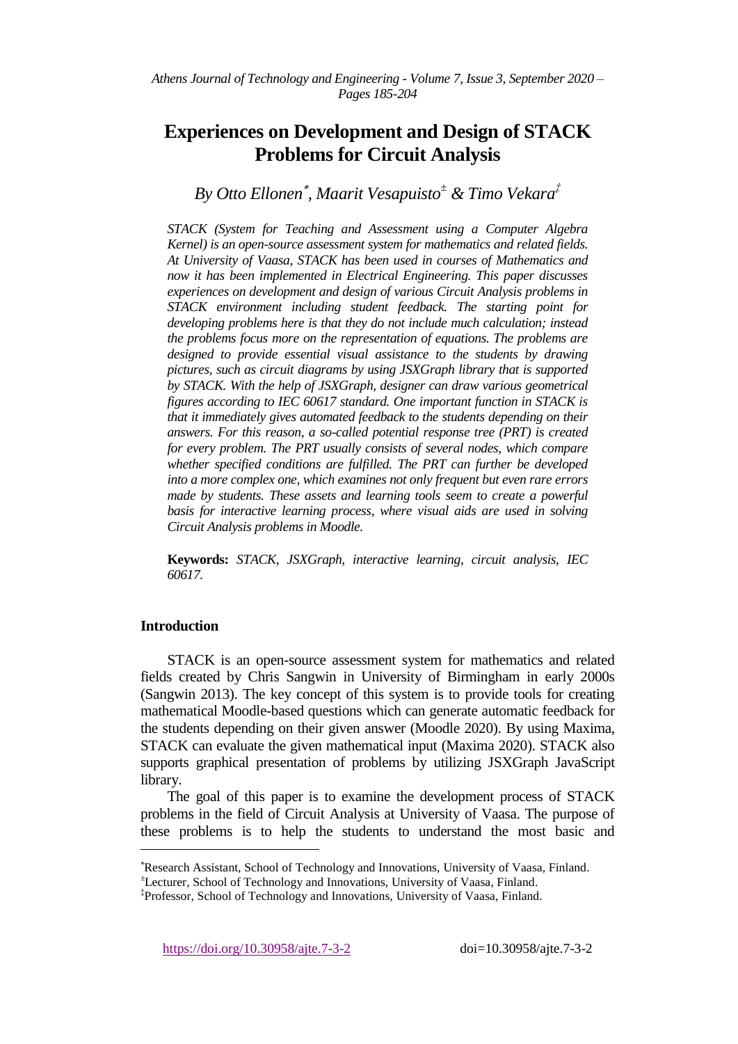# Experiences on Development and Design of STACK Problems for Circuit Analysis

*By Otto Ellonen[*], Maarit Vesapuisto[±] & Timo Vekara[‡]*

*STACK (System for Teaching and Assessment using a Computer Algebra Kernel) is an open-source assessment system for mathematics and related fields. At University of Vaasa, STACK has been used in courses of Mathematics and now it has been implemented in Electrical Engineering. This paper discusses experiences on development and design of various Circuit Analysis problems in STACK environment including student feedback. The starting point for developing problems here is that they do not include much calculation; instead the problems focus more on the representation of equations. The problems are designed to provide essential visual assistance to the students by drawing pictures, such as circuit diagrams by using JSXGraph library that is supported by STACK. With the help of JSXGraph, designer can draw various geometrical figures according to IEC 60617 standard. One important function in STACK is that it immediately gives automated feedback to the students depending on their answers. For this reason, a so-called potential response tree (PRT) is created for every problem. The PRT usually consists of several nodes, which compare whether specified conditions are fulfilled. The PRT can further be developed into a more complex one, which examines not only frequent but even rare errors made by students. These assets and learning tools seem to create a powerful basis for interactive learning process, where visual aids are used in solving Circuit Analysis problems in Moodle.*

**Keywords:** *STACK, JSXGraph, interactive learning, circuit analysis, IEC 60617.*

## Introduction

STACK is an open-source assessment system for mathematics and related fields created by Chris Sangwin in University of Birmingham in early 2000s (Sangwin 2013). The key concept of this system is to provide tools for creating mathematical Moodle-based questions which can generate automatic feedback for the students depending on their given answer (Moodle 2020). By using Maxima, STACK can evaluate the given mathematical input (Maxima 2020). STACK also supports graphical presentation of problems by utilizing JSXGraph JavaScript library.

The goal of this paper is to examine the development process of STACK problems in the field of Circuit Analysis at University of Vaasa. The purpose of these problems is to help the students to understand the most basic and

[*] Research Assistant, School of Technology and Innovations, University of Vaasa, Finland.

[±] Lecturer, School of Technology and Innovations, University of Vaasa, Finland.

[‡] Professor, School of Technology and Innovations, University of Vaasa, Finland.

https://doi.org/10.30958/ajte.7-3-2 doi=10.30958/ajte.7-3-2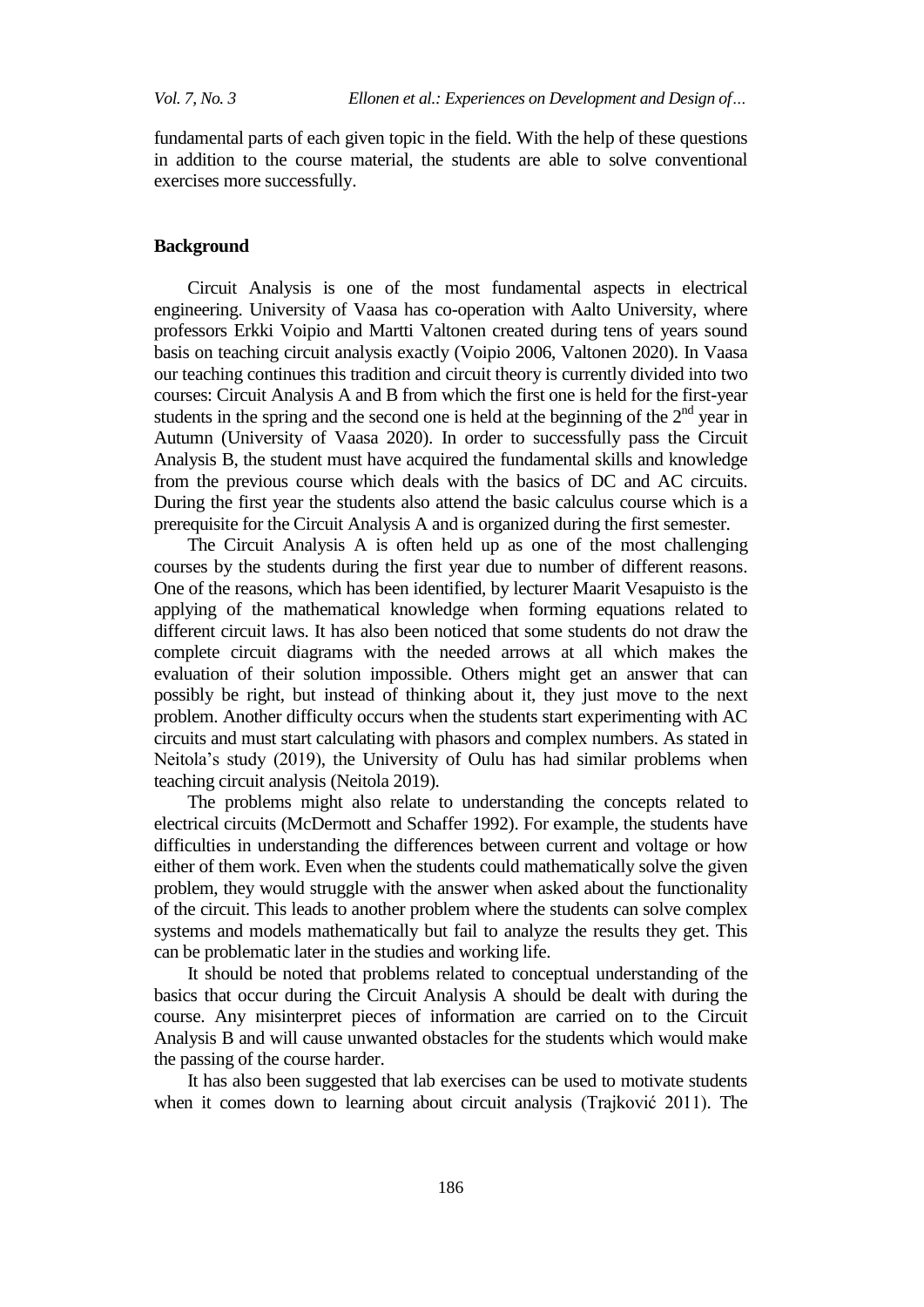fundamental parts of each given topic in the field. With the help of these questions in addition to the course material, the students are able to solve conventional exercises more successfully.

## Background

Circuit Analysis is one of the most fundamental aspects in electrical engineering. University of Vaasa has co-operation with Aalto University, where professors Erkki Voipio and Martti Valtonen created during tens of years sound basis on teaching circuit analysis exactly (Voipio 2006, Valtonen 2020). In Vaasa our teaching continues this tradition and circuit theory is currently divided into two courses: Circuit Analysis A and B from which the first one is held for the first-year students in the spring and the second one is held at the beginning of the 2nd year in Autumn (University of Vaasa 2020). In order to successfully pass the Circuit Analysis B, the student must have acquired the fundamental skills and knowledge from the previous course which deals with the basics of DC and AC circuits. During the first year the students also attend the basic calculus course which is a prerequisite for the Circuit Analysis A and is organized during the first semester.

The Circuit Analysis A is often held up as one of the most challenging courses by the students during the first year due to number of different reasons. One of the reasons, which has been identified, by lecturer Maarit Vesapuisto is the applying of the mathematical knowledge when forming equations related to different circuit laws. It has also been noticed that some students do not draw the complete circuit diagrams with the needed arrows at all which makes the evaluation of their solution impossible. Others might get an answer that can possibly be right, but instead of thinking about it, they just move to the next problem. Another difficulty occurs when the students start experimenting with AC circuits and must start calculating with phasors and complex numbers. As stated in Neitola's study (2019), the University of Oulu has had similar problems when teaching circuit analysis (Neitola 2019).

The problems might also relate to understanding the concepts related to electrical circuits (McDermott and Schaffer 1992). For example, the students have difficulties in understanding the differences between current and voltage or how either of them work. Even when the students could mathematically solve the given problem, they would struggle with the answer when asked about the functionality of the circuit. This leads to another problem where the students can solve complex systems and models mathematically but fail to analyze the results they get. This can be problematic later in the studies and working life.

It should be noted that problems related to conceptual understanding of the basics that occur during the Circuit Analysis A should be dealt with during the course. Any misinterpret pieces of information are carried on to the Circuit Analysis B and will cause unwanted obstacles for the students which would make the passing of the course harder.

It has also been suggested that lab exercises can be used to motivate students when it comes down to learning about circuit analysis (Trajković 2011). The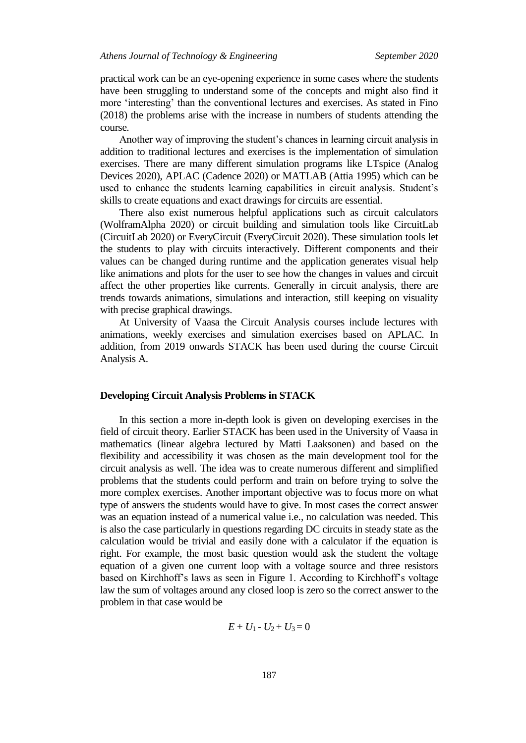practical work can be an eye-opening experience in some cases where the students have been struggling to understand some of the concepts and might also find it more 'interesting' than the conventional lectures and exercises. As stated in Fino (2018) the problems arise with the increase in numbers of students attending the course.

Another way of improving the student's chances in learning circuit analysis in addition to traditional lectures and exercises is the implementation of simulation exercises. There are many different simulation programs like LTspice (Analog Devices 2020), APLAC (Cadence 2020) or MATLAB (Attia 1995) which can be used to enhance the students learning capabilities in circuit analysis. Student's skills to create equations and exact drawings for circuits are essential.

There also exist numerous helpful applications such as circuit calculators (WolframAlpha 2020) or circuit building and simulation tools like CircuitLab (CircuitLab 2020) or EveryCircuit (EveryCircuit 2020). These simulation tools let the students to play with circuits interactively. Different components and their values can be changed during runtime and the application generates visual help like animations and plots for the user to see how the changes in values and circuit affect the other properties like currents. Generally in circuit analysis, there are trends towards animations, simulations and interaction, still keeping on visuality with precise graphical drawings.

At University of Vaasa the Circuit Analysis courses include lectures with animations, weekly exercises and simulation exercises based on APLAC. In addition, from 2019 onwards STACK has been used during the course Circuit Analysis A.

## Developing Circuit Analysis Problems in STACK

In this section a more in-depth look is given on developing exercises in the field of circuit theory. Earlier STACK has been used in the University of Vaasa in mathematics (linear algebra lectured by Matti Laaksonen) and based on the flexibility and accessibility it was chosen as the main development tool for the circuit analysis as well. The idea was to create numerous different and simplified problems that the students could perform and train on before trying to solve the more complex exercises. Another important objective was to focus more on what type of answers the students would have to give. In most cases the correct answer was an equation instead of a numerical value i.e., no calculation was needed. This is also the case particularly in questions regarding DC circuits in steady state as the calculation would be trivial and easily done with a calculator if the equation is right. For example, the most basic question would ask the student the voltage equation of a given one current loop with a voltage source and three resistors based on Kirchhoff's laws as seen in Figure 1. According to Kirchhoff's voltage law the sum of voltages around any closed loop is zero so the correct answer to the problem in that case would be

$$E + U_1 - U_2 + U_3 = 0$$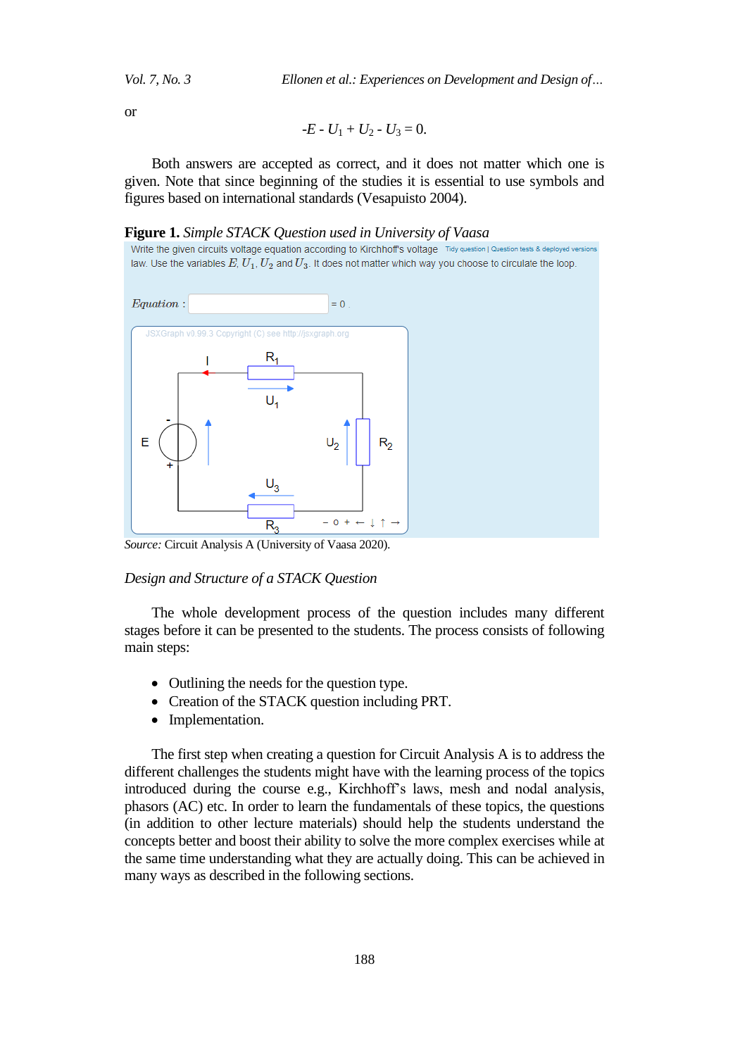or

$$-E - U_1 + U_2 - U_3 = 0.$$

Both answers are accepted as correct, and it does not matter which one is given. Note that since beginning of the studies it is essential to use symbols and figures based on international standards (Vesapuisto 2004).

**Figure 1.** *Simple STACK Question used in University of Vaasa*

Write the given circuits voltage equation according to Kirchhoff's voltage law. Use the variables $E$, $U_1$, $U_2$ and $U_3$. It does not matter which way you choose to circulate the loop.

*Equation* : = 0 .

*Source:* Circuit Analysis A (University of Vaasa 2020).

*Design and Structure of a STACK Question*

The whole development process of the question includes many different stages before it can be presented to the students. The process consists of following main steps:

- Outlining the needs for the question type.
- Creation of the STACK question including PRT.
- Implementation.

The first step when creating a question for Circuit Analysis A is to address the different challenges the students might have with the learning process of the topics introduced during the course e.g., Kirchhoff's laws, mesh and nodal analysis, phasors (AC) etc. In order to learn the fundamentals of these topics, the questions (in addition to other lecture materials) should help the students understand the concepts better and boost their ability to solve the more complex exercises while at the same time understanding what they are actually doing. This can be achieved in many ways as described in the following sections.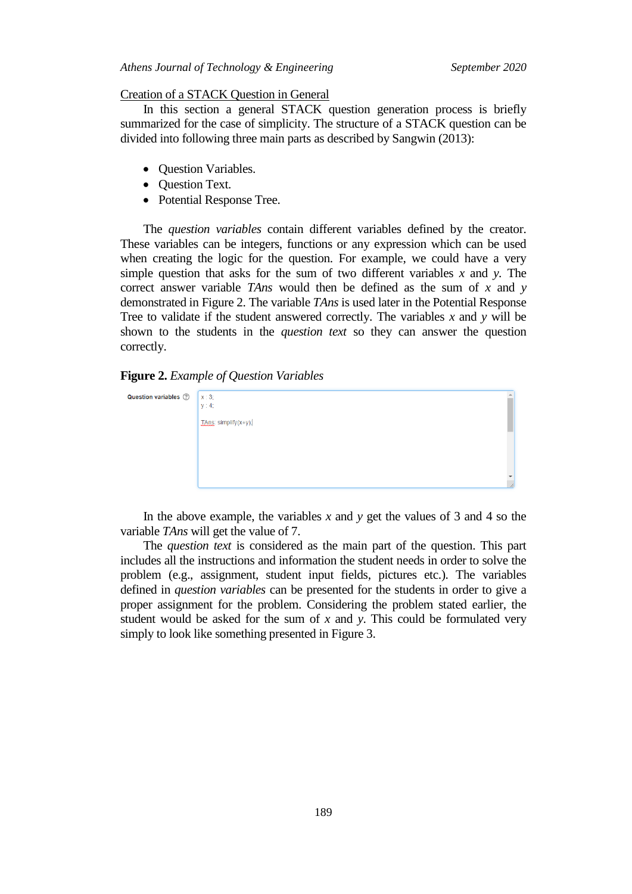Creation of a STACK Question in General

In this section a general STACK question generation process is briefly summarized for the case of simplicity. The structure of a STACK question can be divided into following three main parts as described by Sangwin (2013):

- Question Variables.
- Question Text.
- Potential Response Tree.

The *question variables* contain different variables defined by the creator. These variables can be integers, functions or any expression which can be used when creating the logic for the question. For example, we could have a very simple question that asks for the sum of two different variables $x$ and $y$. The correct answer variable *TAns* would then be defined as the sum of $x$ and $y$ demonstrated in Figure 2. The variable *TAns* is used later in the Potential Response Tree to validate if the student answered correctly. The variables $x$ and $y$ will be shown to the students in the *question text* so they can answer the question correctly.

**Figure 2.** *Example of Question Variables*

Question variables

```
x : 3;
y : 4;

TAns: simplify(x+y);
```

In the above example, the variables $x$ and $y$ get the values of 3 and 4 so the variable *TAns* will get the value of 7.

The *question text* is considered as the main part of the question. This part includes all the instructions and information the student needs in order to solve the problem (e.g., assignment, student input fields, pictures etc.). The variables defined in *question variables* can be presented for the students in order to give a proper assignment for the problem. Considering the problem stated earlier, the student would be asked for the sum of $x$ and $y$. This could be formulated very simply to look like something presented in Figure 3.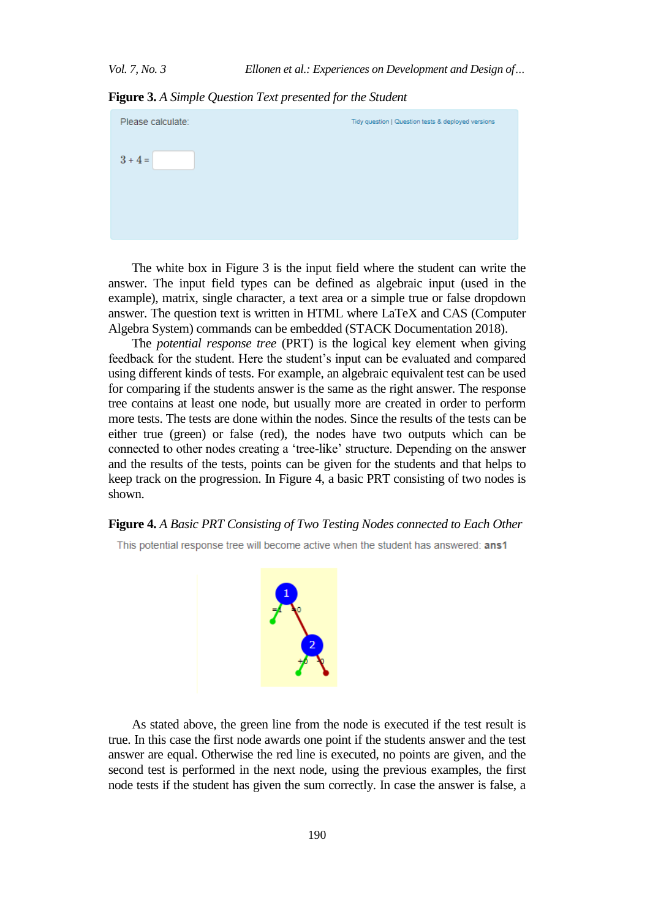**Figure 3.** *A Simple Question Text presented for the Student*

Please calculate:

3 + 4 =

The white box in Figure 3 is the input field where the student can write the answer. The input field types can be defined as algebraic input (used in the example), matrix, single character, a text area or a simple true or false dropdown answer. The question text is written in HTML where LaTeX and CAS (Computer Algebra System) commands can be embedded (STACK Documentation 2018).

The *potential response tree* (PRT) is the logical key element when giving feedback for the student. Here the student's input can be evaluated and compared using different kinds of tests. For example, an algebraic equivalent test can be used for comparing if the students answer is the same as the right answer. The response tree contains at least one node, but usually more are created in order to perform more tests. The tests are done within the nodes. Since the results of the tests can be either true (green) or false (red), the nodes have two outputs which can be connected to other nodes creating a 'tree-like' structure. Depending on the answer and the results of the tests, points can be given for the students and that helps to keep track on the progression. In Figure 4, a basic PRT consisting of two nodes is shown.

**Figure 4.** *A Basic PRT Consisting of Two Testing Nodes connected to Each Other*

This potential response tree will become active when the student has answered: **ans1**

As stated above, the green line from the node is executed if the test result is true. In this case the first node awards one point if the students answer and the test answer are equal. Otherwise the red line is executed, no points are given, and the second test is performed in the next node, using the previous examples, the first node tests if the student has given the sum correctly. In case the answer is false, a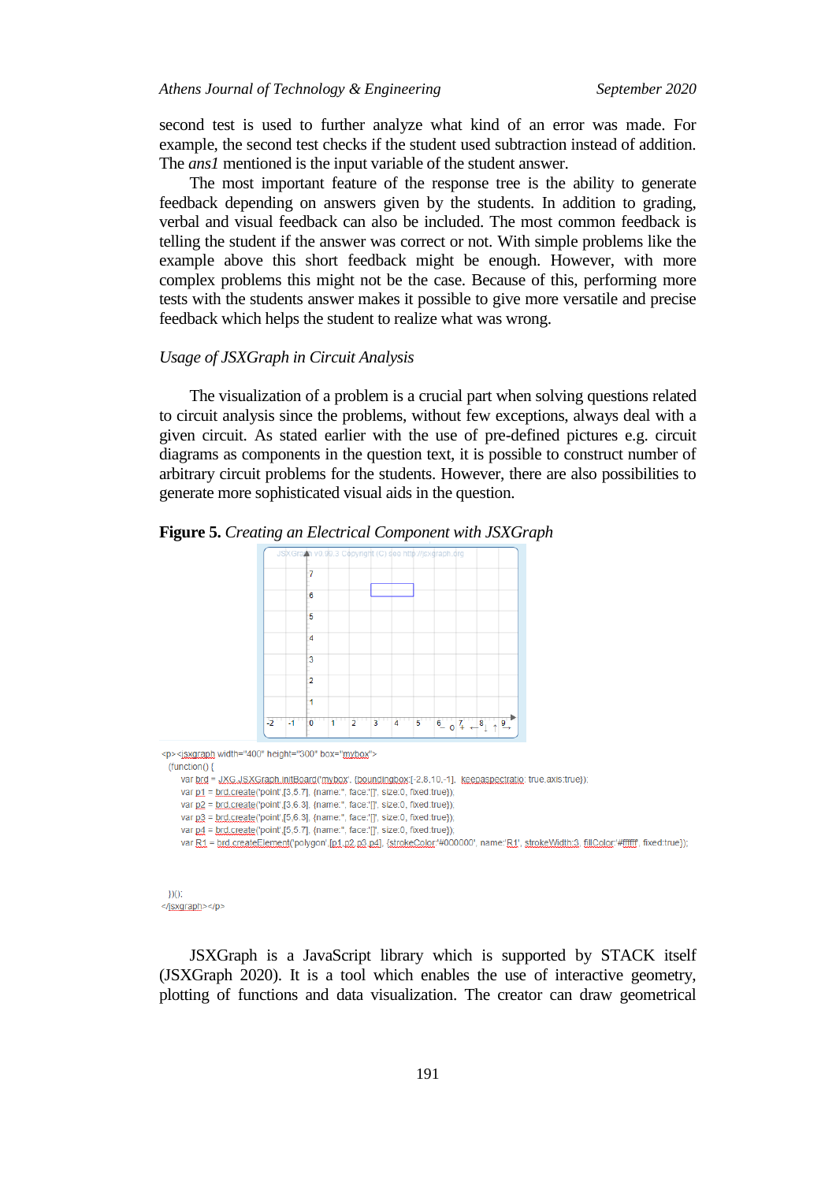second test is used to further analyze what kind of an error was made. For example, the second test checks if the student used subtraction instead of addition. The *ans1* mentioned is the input variable of the student answer.

The most important feature of the response tree is the ability to generate feedback depending on answers given by the students. In addition to grading, verbal and visual feedback can also be included. The most common feedback is telling the student if the answer was correct or not. With simple problems like the example above this short feedback might be enough. However, with more complex problems this might not be the case. Because of this, performing more tests with the students answer makes it possible to give more versatile and precise feedback which helps the student to realize what was wrong.

*Usage of JSXGraph in Circuit Analysis*

The visualization of a problem is a crucial part when solving questions related to circuit analysis since the problems, without few exceptions, always deal with a given circuit. As stated earlier with the use of pre-defined pictures e.g. circuit diagrams as components in the question text, it is possible to construct number of arbitrary circuit problems for the students. However, there are also possibilities to generate more sophisticated visual aids in the question.

**Figure 5.** *Creating an Electrical Component with JSXGraph*

```
<p><jsxgraph width="400" height="300" box="mybox">
  (function() {
    var brd = JXG.JSXGraph.initBoard('mybox', {boundingbox:[-2.8,10,-1], keepaspectratio: true,axis:true});
    var p1 = brd.create('point',[3,5.7], {name:'', face:'[]', size:0, fixed:true});
    var p2 = brd.create('point',[3,6.3], {name:'', face:'[]', size:0, fixed:true});
    var p3 = brd.create('point',[5,6.3], {name:'', face:'[]', size:0, fixed:true});
    var p4 = brd.create('point',[5,5.7], {name:'', face:'[]', size:0, fixed:true});
    var R1 = brd.createElement('polygon',[p1,p2,p3,p4], {strokeColor:'#000000', name:'R1', strokeWidth:3, fillColor:'#ffffff', fixed:true});


  })();
</jsxgraph></p>
```

JSXGraph is a JavaScript library which is supported by STACK itself (JSXGraph 2020). It is a tool which enables the use of interactive geometry, plotting of functions and data visualization. The creator can draw geometrical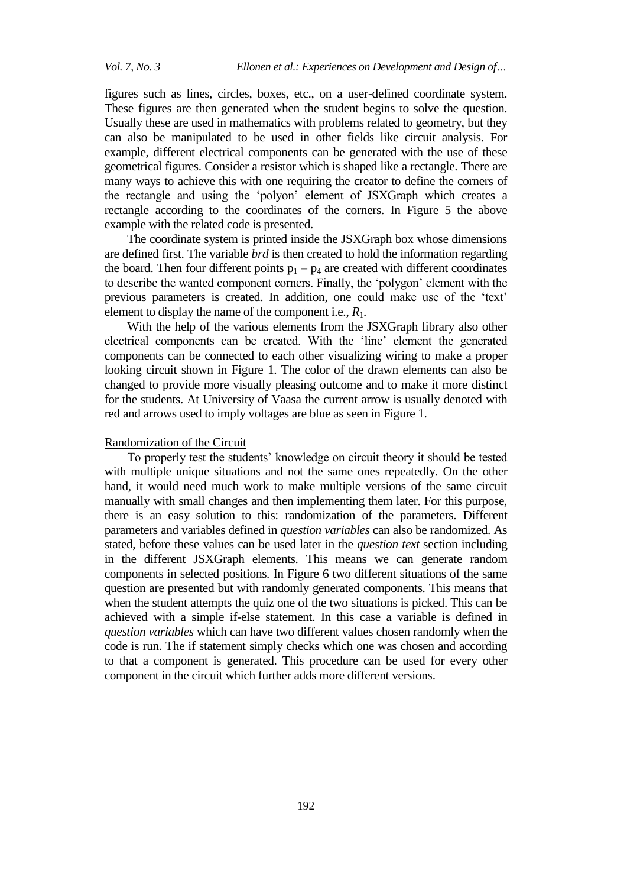figures such as lines, circles, boxes, etc., on a user-defined coordinate system. These figures are then generated when the student begins to solve the question. Usually these are used in mathematics with problems related to geometry, but they can also be manipulated to be used in other fields like circuit analysis. For example, different electrical components can be generated with the use of these geometrical figures. Consider a resistor which is shaped like a rectangle. There are many ways to achieve this with one requiring the creator to define the corners of the rectangle and using the 'polyon' element of JSXGraph which creates a rectangle according to the coordinates of the corners. In Figure 5 the above example with the related code is presented.

The coordinate system is printed inside the JSXGraph box whose dimensions are defined first. The variable *brd* is then created to hold the information regarding the board. Then four different points $p_1 - p_4$ are created with different coordinates to describe the wanted component corners. Finally, the 'polygon' element with the previous parameters is created. In addition, one could make use of the 'text' element to display the name of the component i.e., $R_1$.

With the help of the various elements from the JSXGraph library also other electrical components can be created. With the 'line' element the generated components can be connected to each other visualizing wiring to make a proper looking circuit shown in Figure 1. The color of the drawn elements can also be changed to provide more visually pleasing outcome and to make it more distinct for the students. At University of Vaasa the current arrow is usually denoted with red and arrows used to imply voltages are blue as seen in Figure 1.

Randomization of the Circuit

To properly test the students' knowledge on circuit theory it should be tested with multiple unique situations and not the same ones repeatedly. On the other hand, it would need much work to make multiple versions of the same circuit manually with small changes and then implementing them later. For this purpose, there is an easy solution to this: randomization of the parameters. Different parameters and variables defined in *question variables* can also be randomized. As stated, before these values can be used later in the *question text* section including in the different JSXGraph elements. This means we can generate random components in selected positions. In Figure 6 two different situations of the same question are presented but with randomly generated components. This means that when the student attempts the quiz one of the two situations is picked. This can be achieved with a simple if-else statement. In this case a variable is defined in *question variables* which can have two different values chosen randomly when the code is run. The if statement simply checks which one was chosen and according to that a component is generated. This procedure can be used for every other component in the circuit which further adds more different versions.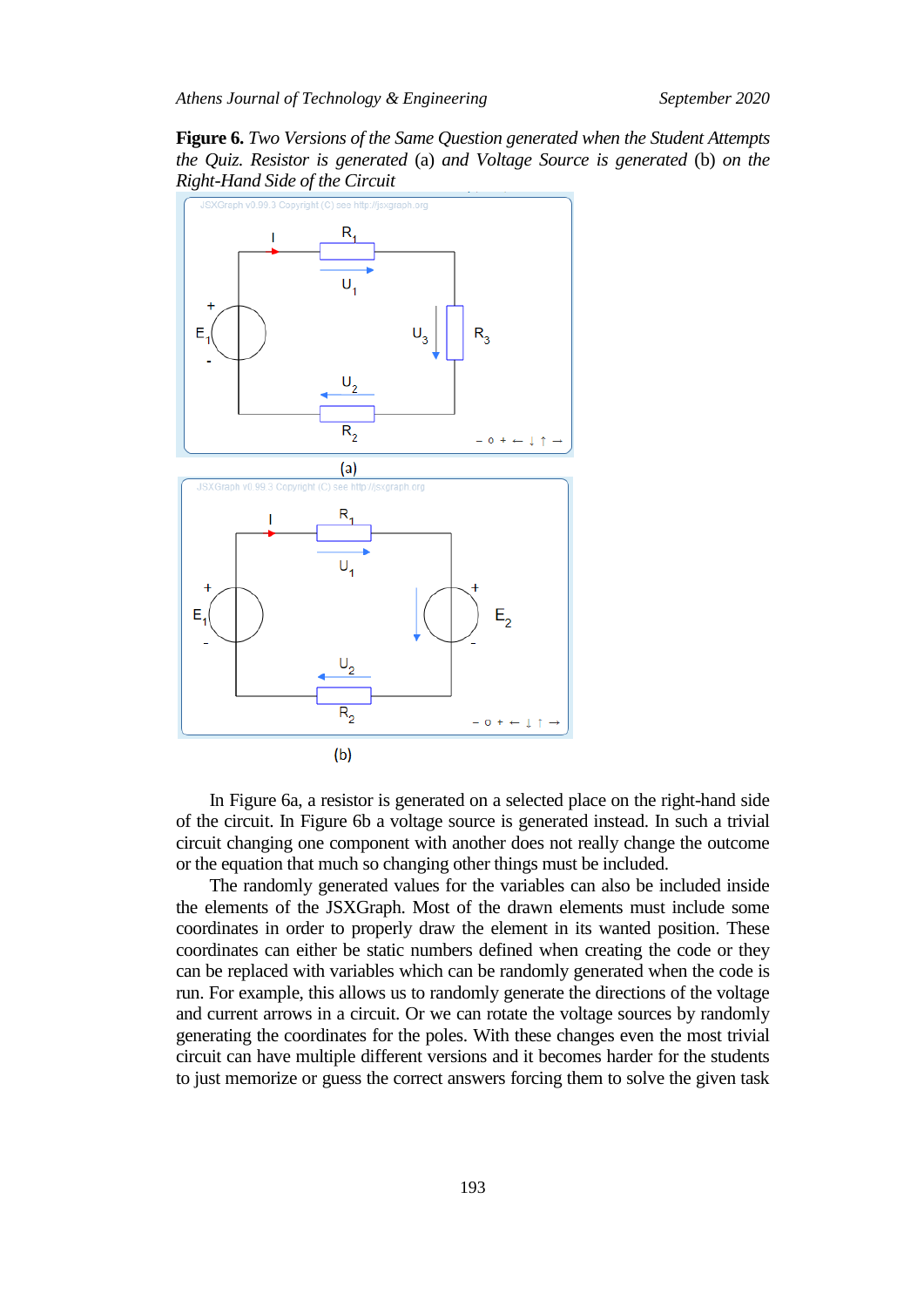**Figure 6.** *Two Versions of the Same Question generated when the Student Attempts the Quiz. Resistor is generated* (a) *and Voltage Source is generated* (b) *on the Right-Hand Side of the Circuit*

(a)

(b)

In Figure 6a, a resistor is generated on a selected place on the right-hand side of the circuit. In Figure 6b a voltage source is generated instead. In such a trivial circuit changing one component with another does not really change the outcome or the equation that much so changing other things must be included.

The randomly generated values for the variables can also be included inside the elements of the JSXGraph. Most of the drawn elements must include some coordinates in order to properly draw the element in its wanted position. These coordinates can either be static numbers defined when creating the code or they can be replaced with variables which can be randomly generated when the code is run. For example, this allows us to randomly generate the directions of the voltage and current arrows in a circuit. Or we can rotate the voltage sources by randomly generating the coordinates for the poles. With these changes even the most trivial circuit can have multiple different versions and it becomes harder for the students to just memorize or guess the correct answers forcing them to solve the given task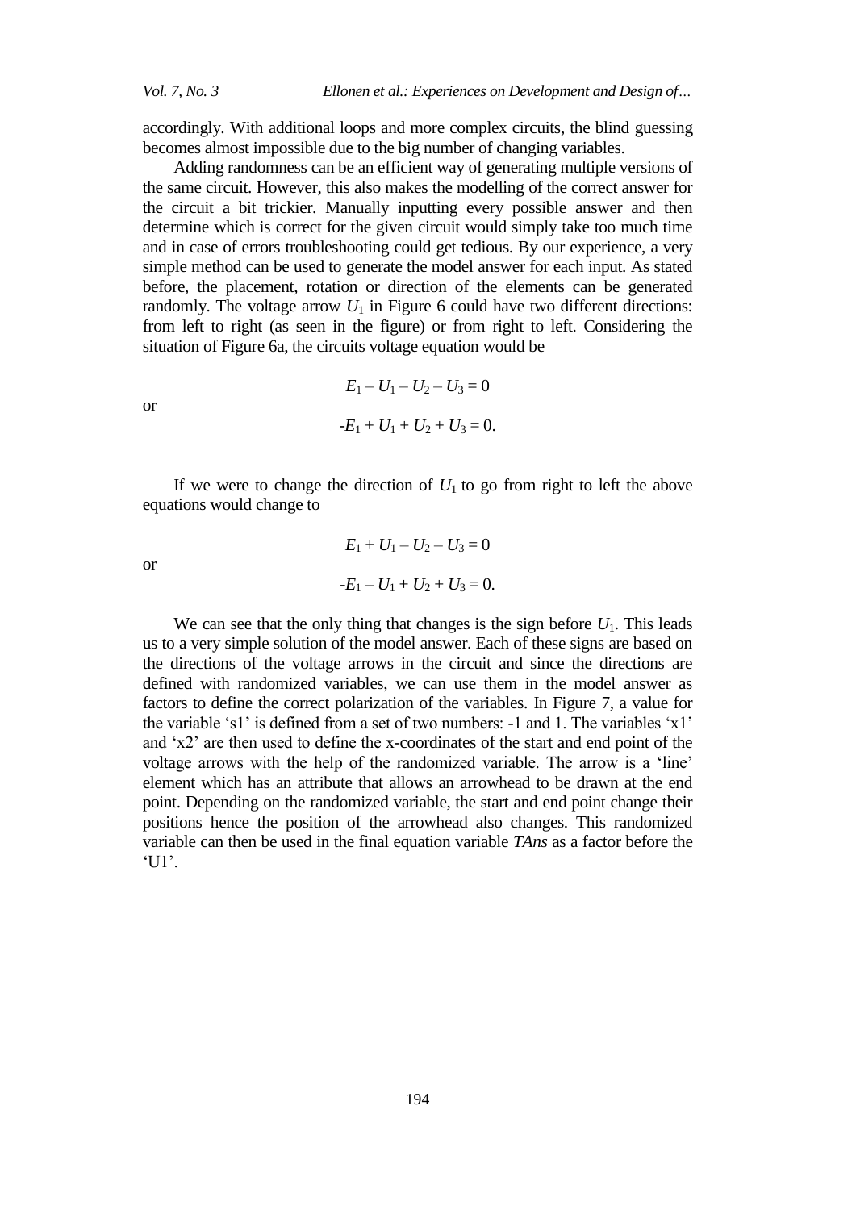accordingly. With additional loops and more complex circuits, the blind guessing becomes almost impossible due to the big number of changing variables.

Adding randomness can be an efficient way of generating multiple versions of the same circuit. However, this also makes the modelling of the correct answer for the circuit a bit trickier. Manually inputting every possible answer and then determine which is correct for the given circuit would simply take too much time and in case of errors troubleshooting could get tedious. By our experience, a very simple method can be used to generate the model answer for each input. As stated before, the placement, rotation or direction of the elements can be generated randomly. The voltage arrow $U_1$ in Figure 6 could have two different directions: from left to right (as seen in the figure) or from right to left. Considering the situation of Figure 6a, the circuits voltage equation would be

$$E_1 - U_1 - U_2 - U_3 = 0$$

or

$$-E_1 + U_1 + U_2 + U_3 = 0.$$

If we were to change the direction of $U_1$ to go from right to left the above equations would change to

$$E_1 + U_1 - U_2 - U_3 = 0$$

or

$$-E_1 - U_1 + U_2 + U_3 = 0.$$

We can see that the only thing that changes is the sign before $U_1$. This leads us to a very simple solution of the model answer. Each of these signs are based on the directions of the voltage arrows in the circuit and since the directions are defined with randomized variables, we can use them in the model answer as factors to define the correct polarization of the variables. In Figure 7, a value for the variable 's1' is defined from a set of two numbers: -1 and 1. The variables 'x1' and 'x2' are then used to define the x-coordinates of the start and end point of the voltage arrows with the help of the randomized variable. The arrow is a 'line' element which has an attribute that allows an arrowhead to be drawn at the end point. Depending on the randomized variable, the start and end point change their positions hence the position of the arrowhead also changes. This randomized variable can then be used in the final equation variable *TAns* as a factor before the 'U1'.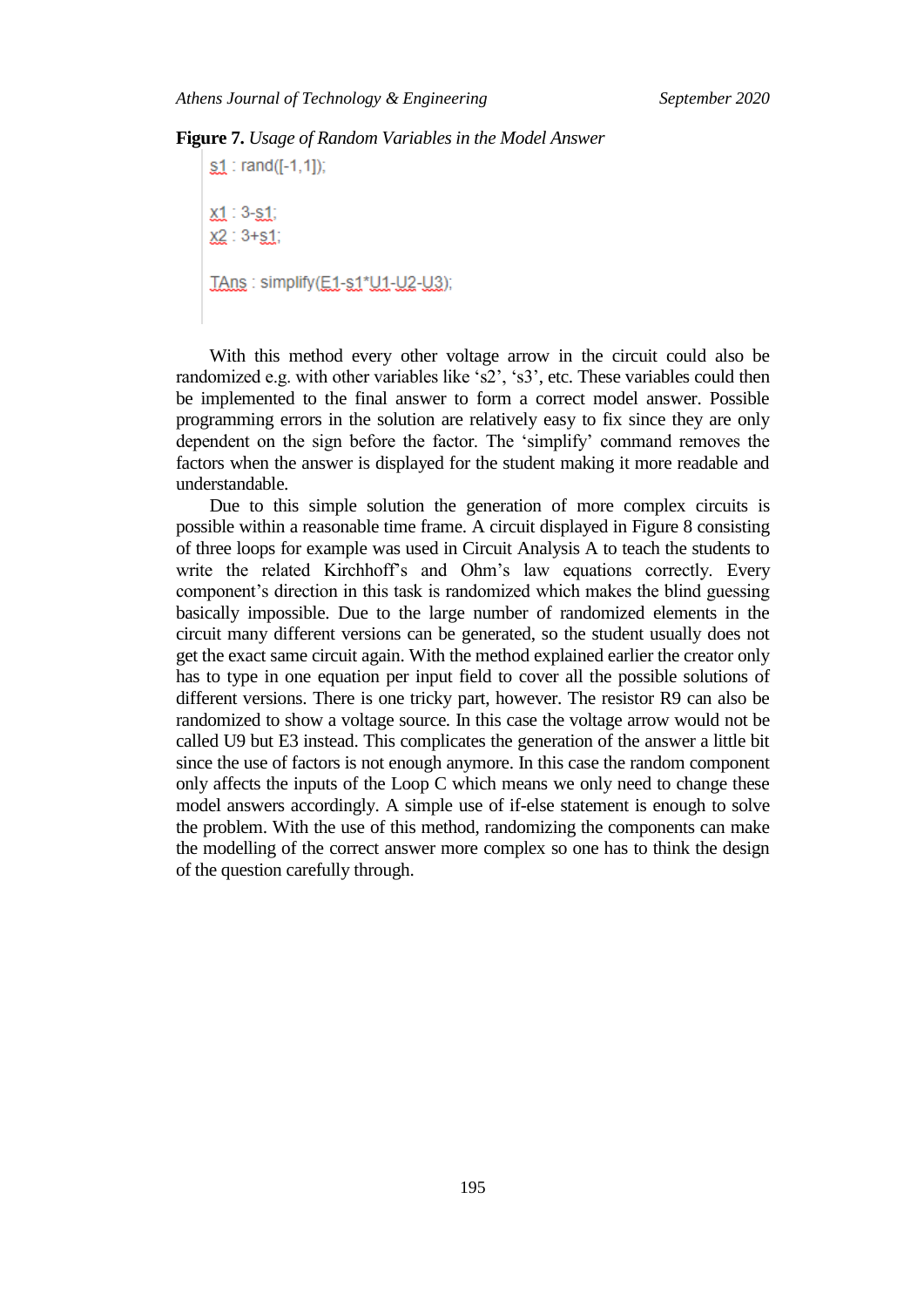**Figure 7.** *Usage of Random Variables in the Model Answer*

```
s1 : rand([-1,1]);

x1 : 3-s1;
x2 : 3+s1;

TAns : simplify(E1-s1*U1-U2-U3);
```

With this method every other voltage arrow in the circuit could also be randomized e.g. with other variables like ‘s2’, ‘s3’, etc. These variables could then be implemented to the final answer to form a correct model answer. Possible programming errors in the solution are relatively easy to fix since they are only dependent on the sign before the factor. The ‘simplify’ command removes the factors when the answer is displayed for the student making it more readable and understandable.

Due to this simple solution the generation of more complex circuits is possible within a reasonable time frame. A circuit displayed in Figure 8 consisting of three loops for example was used in Circuit Analysis A to teach the students to write the related Kirchhoff’s and Ohm’s law equations correctly. Every component’s direction in this task is randomized which makes the blind guessing basically impossible. Due to the large number of randomized elements in the circuit many different versions can be generated, so the student usually does not get the exact same circuit again. With the method explained earlier the creator only has to type in one equation per input field to cover all the possible solutions of different versions. There is one tricky part, however. The resistor R9 can also be randomized to show a voltage source. In this case the voltage arrow would not be called U9 but E3 instead. This complicates the generation of the answer a little bit since the use of factors is not enough anymore. In this case the random component only affects the inputs of the Loop C which means we only need to change these model answers accordingly. A simple use of if-else statement is enough to solve the problem. With the use of this method, randomizing the components can make the modelling of the correct answer more complex so one has to think the design of the question carefully through.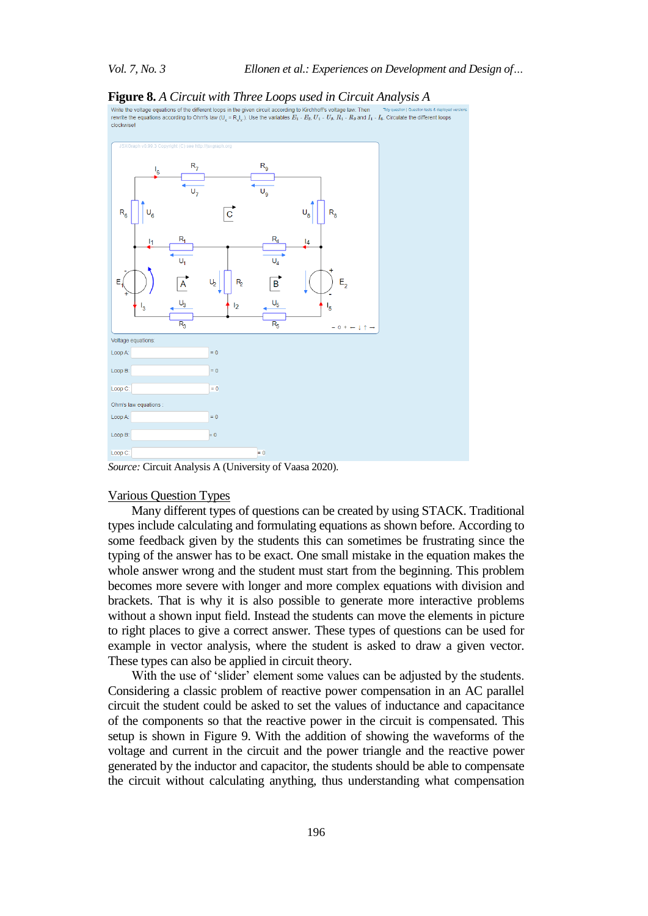**Figure 8.** *A Circuit with Three Loops used in Circuit Analysis A*

*Source:* Circuit Analysis A (University of Vaasa 2020).

Various Question Types

Many different types of questions can be created by using STACK. Traditional types include calculating and formulating equations as shown before. According to some feedback given by the students this can sometimes be frustrating since the typing of the answer has to be exact. One small mistake in the equation makes the whole answer wrong and the student must start from the beginning. This problem becomes more severe with longer and more complex equations with division and brackets. That is why it is also possible to generate more interactive problems without a shown input field. Instead the students can move the elements in picture to right places to give a correct answer. These types of questions can be used for example in vector analysis, where the student is asked to draw a given vector. These types can also be applied in circuit theory.

With the use of 'slider' element some values can be adjusted by the students. Considering a classic problem of reactive power compensation in an AC parallel circuit the student could be asked to set the values of inductance and capacitance of the components so that the reactive power in the circuit is compensated. This setup is shown in Figure 9. With the addition of showing the waveforms of the voltage and current in the circuit and the power triangle and the reactive power generated by the inductor and capacitor, the students should be able to compensate the circuit without calculating anything, thus understanding what compensation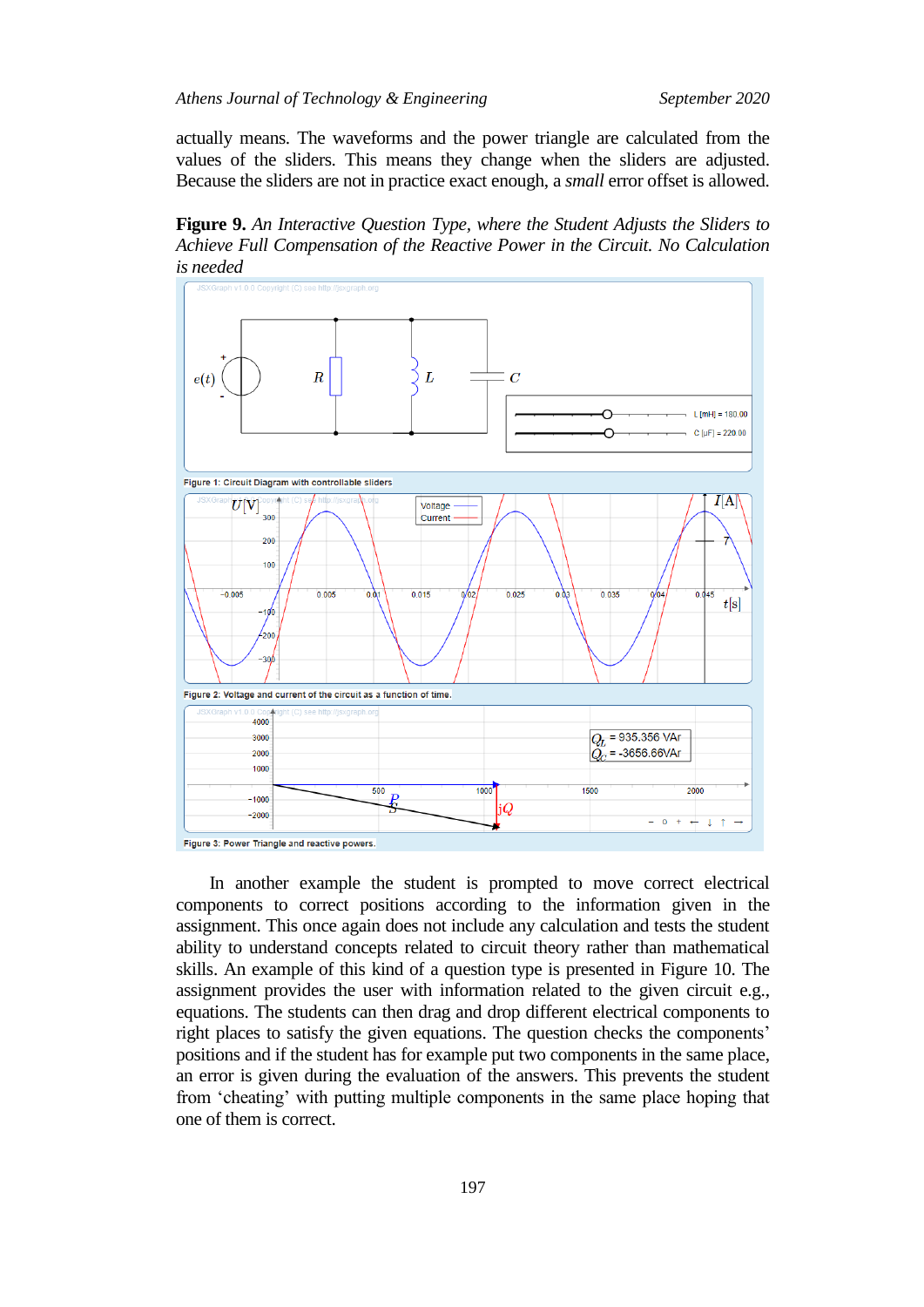actually means. The waveforms and the power triangle are calculated from the values of the sliders. This means they change when the sliders are adjusted. Because the sliders are not in practice exact enough, a *small* error offset is allowed.

**Figure 9.** *An Interactive Question Type, where the Student Adjusts the Sliders to Achieve Full Compensation of the Reactive Power in the Circuit. No Calculation is needed*

Figure 1: Circuit Diagram with controllable sliders

Figure 2: Voltage and current of the circuit as a function of time.

Figure 3: Power Triangle and reactive powers.

In another example the student is prompted to move correct electrical components to correct positions according to the information given in the assignment. This once again does not include any calculation and tests the student ability to understand concepts related to circuit theory rather than mathematical skills. An example of this kind of a question type is presented in Figure 10. The assignment provides the user with information related to the given circuit e.g., equations. The students can then drag and drop different electrical components to right places to satisfy the given equations. The question checks the components' positions and if the student has for example put two components in the same place, an error is given during the evaluation of the answers. This prevents the student from 'cheating' with putting multiple components in the same place hoping that one of them is correct.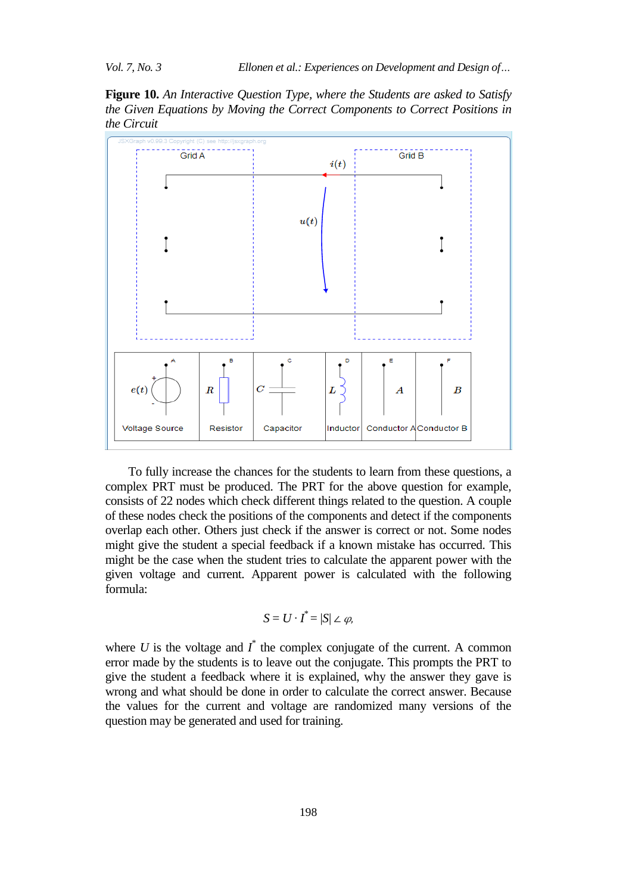**Figure 10.** *An Interactive Question Type, where the Students are asked to Satisfy the Given Equations by Moving the Correct Components to Correct Positions in the Circuit*

To fully increase the chances for the students to learn from these questions, a complex PRT must be produced. The PRT for the above question for example, consists of 22 nodes which check different things related to the question. A couple of these nodes check the positions of the components and detect if the components overlap each other. Others just check if the answer is correct or not. Some nodes might give the student a special feedback if a known mistake has occurred. This might be the case when the student tries to calculate the apparent power with the given voltage and current. Apparent power is calculated with the following formula:

$$S = U \cdot I^* = |S| \angle \varphi,$$

where $U$ is the voltage and $I^*$ the complex conjugate of the current. A common error made by the students is to leave out the conjugate. This prompts the PRT to give the student a feedback where it is explained, why the answer they gave is wrong and what should be done in order to calculate the correct answer. Because the values for the current and voltage are randomized many versions of the question may be generated and used for training.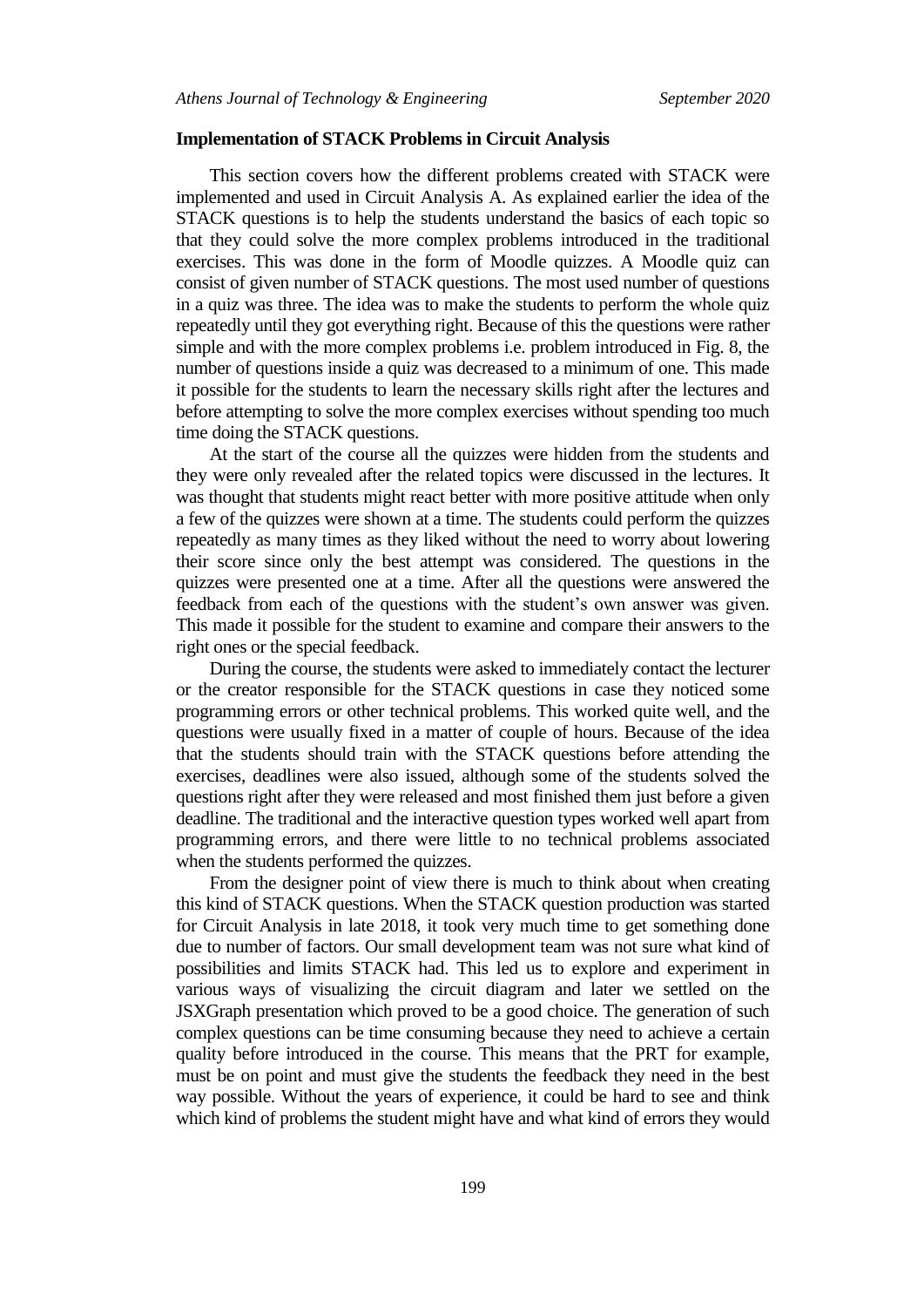### Implementation of STACK Problems in Circuit Analysis

This section covers how the different problems created with STACK were implemented and used in Circuit Analysis A. As explained earlier the idea of the STACK questions is to help the students understand the basics of each topic so that they could solve the more complex problems introduced in the traditional exercises. This was done in the form of Moodle quizzes. A Moodle quiz can consist of given number of STACK questions. The most used number of questions in a quiz was three. The idea was to make the students to perform the whole quiz repeatedly until they got everything right. Because of this the questions were rather simple and with the more complex problems i.e. problem introduced in Fig. 8, the number of questions inside a quiz was decreased to a minimum of one. This made it possible for the students to learn the necessary skills right after the lectures and before attempting to solve the more complex exercises without spending too much time doing the STACK questions.

At the start of the course all the quizzes were hidden from the students and they were only revealed after the related topics were discussed in the lectures. It was thought that students might react better with more positive attitude when only a few of the quizzes were shown at a time. The students could perform the quizzes repeatedly as many times as they liked without the need to worry about lowering their score since only the best attempt was considered. The questions in the quizzes were presented one at a time. After all the questions were answered the feedback from each of the questions with the student's own answer was given. This made it possible for the student to examine and compare their answers to the right ones or the special feedback.

During the course, the students were asked to immediately contact the lecturer or the creator responsible for the STACK questions in case they noticed some programming errors or other technical problems. This worked quite well, and the questions were usually fixed in a matter of couple of hours. Because of the idea that the students should train with the STACK questions before attending the exercises, deadlines were also issued, although some of the students solved the questions right after they were released and most finished them just before a given deadline. The traditional and the interactive question types worked well apart from programming errors, and there were little to no technical problems associated when the students performed the quizzes.

From the designer point of view there is much to think about when creating this kind of STACK questions. When the STACK question production was started for Circuit Analysis in late 2018, it took very much time to get something done due to number of factors. Our small development team was not sure what kind of possibilities and limits STACK had. This led us to explore and experiment in various ways of visualizing the circuit diagram and later we settled on the JSXGraph presentation which proved to be a good choice. The generation of such complex questions can be time consuming because they need to achieve a certain quality before introduced in the course. This means that the PRT for example, must be on point and must give the students the feedback they need in the best way possible. Without the years of experience, it could be hard to see and think which kind of problems the student might have and what kind of errors they would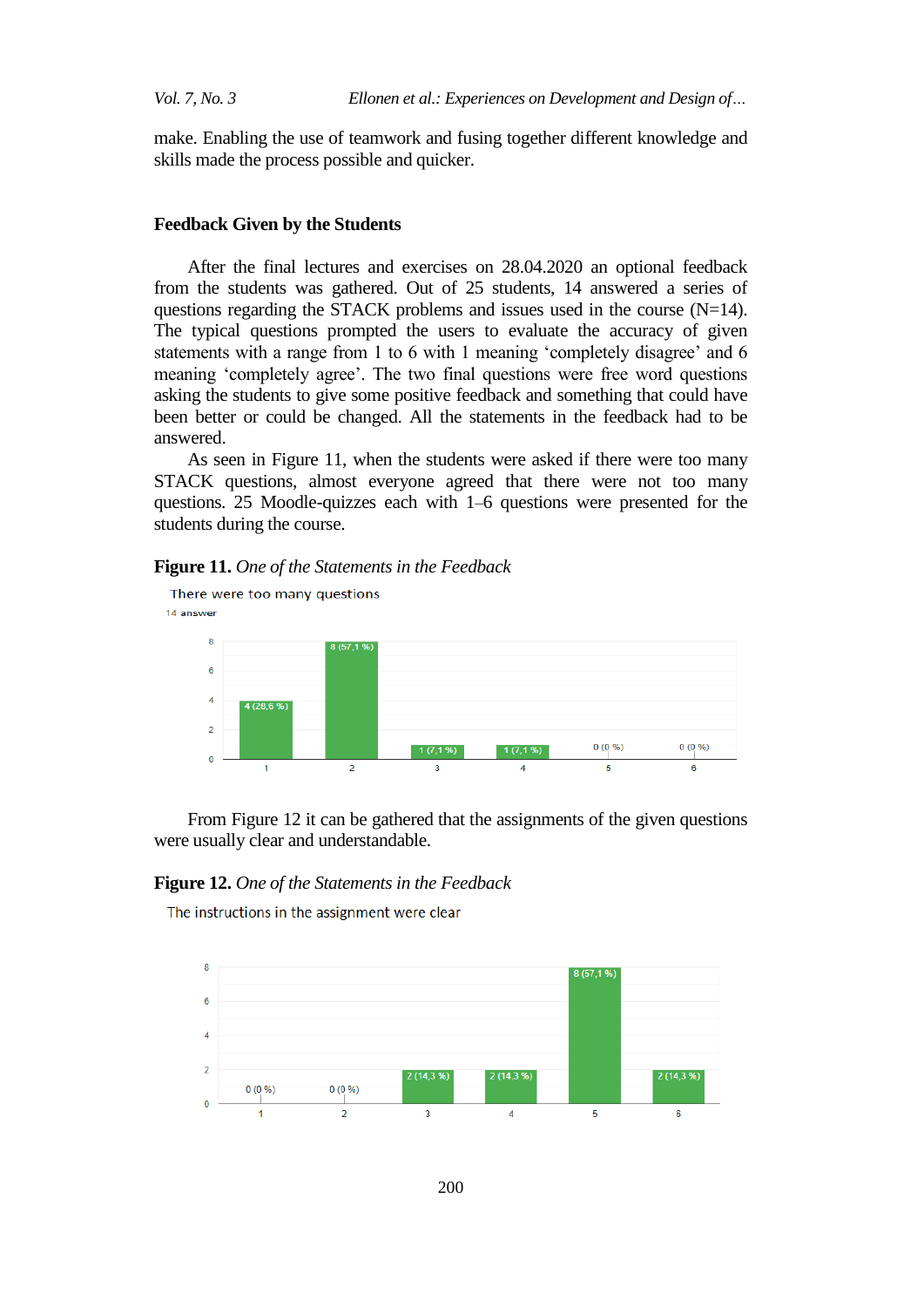make. Enabling the use of teamwork and fusing together different knowledge and skills made the process possible and quicker.

## Feedback Given by the Students

After the final lectures and exercises on 28.04.2020 an optional feedback from the students was gathered. Out of 25 students, 14 answered a series of questions regarding the STACK problems and issues used in the course (N=14). The typical questions prompted the users to evaluate the accuracy of given statements with a range from 1 to 6 with 1 meaning 'completely disagree' and 6 meaning 'completely agree'. The two final questions were free word questions asking the students to give some positive feedback and something that could have been better or could be changed. All the statements in the feedback had to be answered.

As seen in Figure 11, when the students were asked if there were too many STACK questions, almost everyone agreed that there were not too many questions. 25 Moodle-quizzes each with 1–6 questions were presented for the students during the course.

**Figure 11.** *One of the Statements in the Feedback*

There were too many questions

14 answer

| Rating | 1 | 2 | 3 | 4 | 5 | 6 |
|---|---|---|---|---|---|---|
| Answers | 4 (28,6 %) | 8 (57,1 %) | 1 (7,1 %) | 1 (7,1 %) | 0 (0 %) | 0 (0 %) |

From Figure 12 it can be gathered that the assignments of the given questions were usually clear and understandable.

**Figure 12.** *One of the Statements in the Feedback*

The instructions in the assignment were clear

| Rating | 1 | 2 | 3 | 4 | 5 | 6 |
|---|---|---|---|---|---|---|
| Answers | 0 (0 %) | 0 (0 %) | 2 (14,3 %) | 2 (14,3 %) | 8 (57,1 %) | 2 (14,3 %) |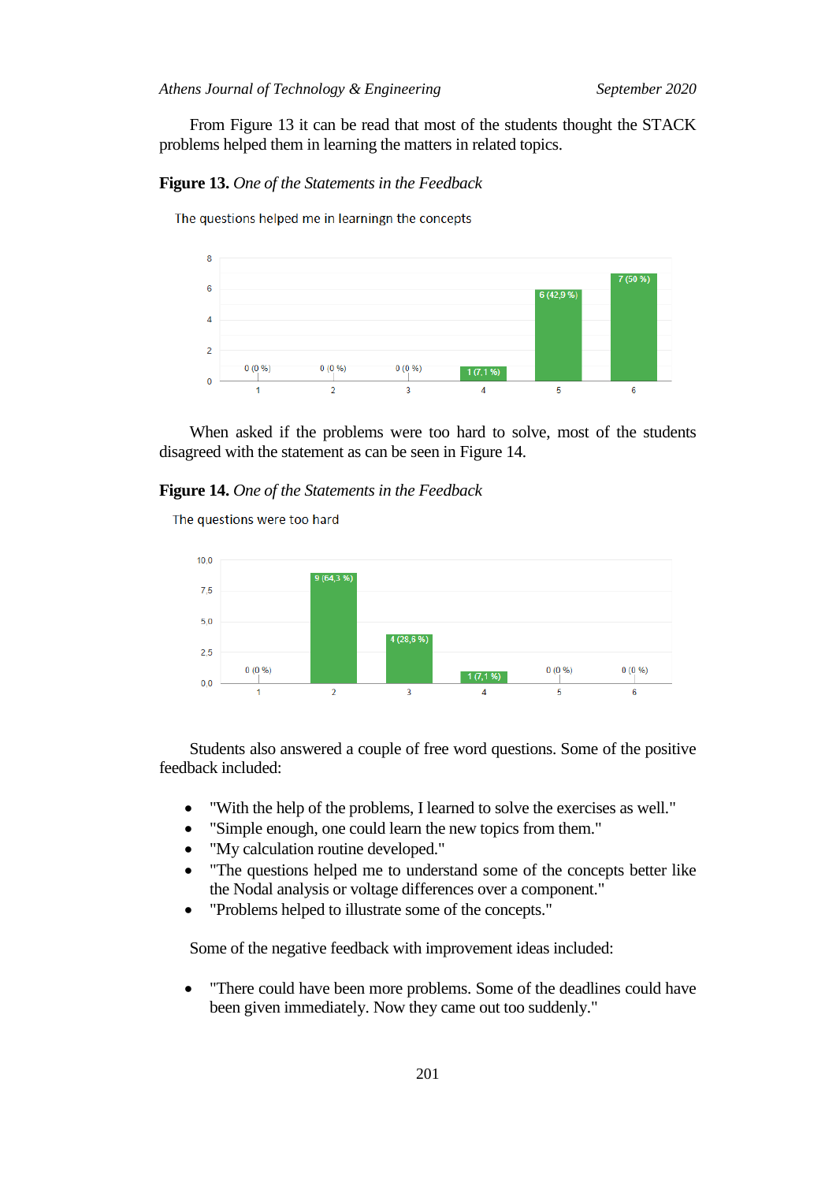From Figure 13 it can be read that most of the students thought the STACK problems helped them in learning the matters in related topics.

**Figure 13.** *One of the Statements in the Feedback*

The questions helped me in learningn the concepts

| Answer | 1 | 2 | 3 | 4 | 5 | 6 |
|---|---|---|---|---|---|---|
| Count | 0 (0 %) | 0 (0 %) | 0 (0 %) | 1 (7,1 %) | 6 (42,9 %) | 7 (50 %) |

When asked if the problems were too hard to solve, most of the students disagreed with the statement as can be seen in Figure 14.

**Figure 14.** *One of the Statements in the Feedback*

The questions were too hard

| Answer | 1 | 2 | 3 | 4 | 5 | 6 |
|---|---|---|---|---|---|---|
| Count | 0 (0 %) | 9 (64,3 %) | 4 (28,6 %) | 1 (7,1 %) | 0 (0 %) | 0 (0 %) |

Students also answered a couple of free word questions. Some of the positive feedback included:

- "With the help of the problems, I learned to solve the exercises as well."
- "Simple enough, one could learn the new topics from them."
- "My calculation routine developed."
- "The questions helped me to understand some of the concepts better like the Nodal analysis or voltage differences over a component."
- "Problems helped to illustrate some of the concepts."

Some of the negative feedback with improvement ideas included:

- "There could have been more problems. Some of the deadlines could have been given immediately. Now they came out too suddenly."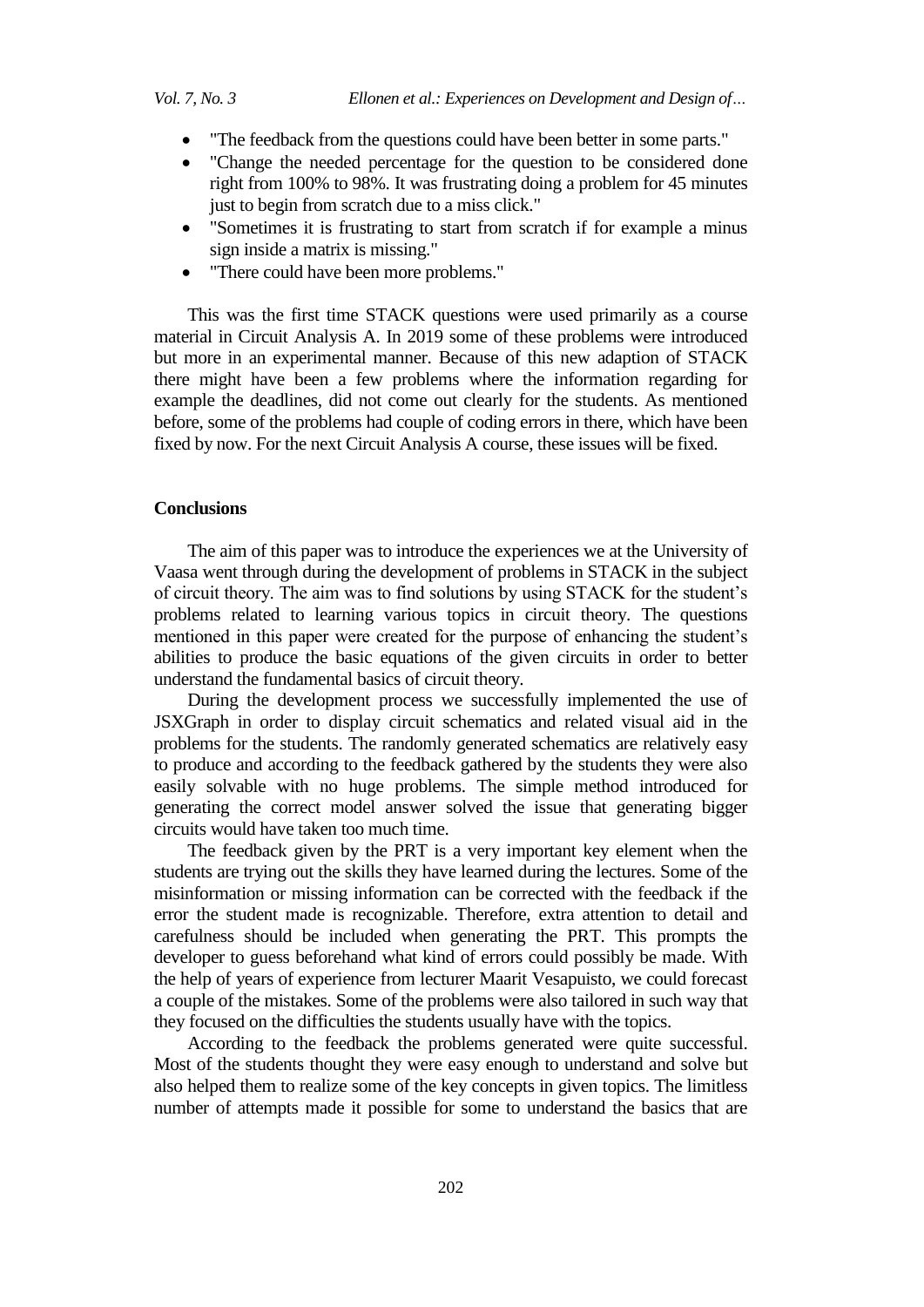- "The feedback from the questions could have been better in some parts."
- "Change the needed percentage for the question to be considered done right from 100% to 98%. It was frustrating doing a problem for 45 minutes just to begin from scratch due to a miss click."
- "Sometimes it is frustrating to start from scratch if for example a minus sign inside a matrix is missing."
- "There could have been more problems."

This was the first time STACK questions were used primarily as a course material in Circuit Analysis A. In 2019 some of these problems were introduced but more in an experimental manner. Because of this new adaption of STACK there might have been a few problems where the information regarding for example the deadlines, did not come out clearly for the students. As mentioned before, some of the problems had couple of coding errors in there, which have been fixed by now. For the next Circuit Analysis A course, these issues will be fixed.

## Conclusions

The aim of this paper was to introduce the experiences we at the University of Vaasa went through during the development of problems in STACK in the subject of circuit theory. The aim was to find solutions by using STACK for the student's problems related to learning various topics in circuit theory. The questions mentioned in this paper were created for the purpose of enhancing the student's abilities to produce the basic equations of the given circuits in order to better understand the fundamental basics of circuit theory.

During the development process we successfully implemented the use of JSXGraph in order to display circuit schematics and related visual aid in the problems for the students. The randomly generated schematics are relatively easy to produce and according to the feedback gathered by the students they were also easily solvable with no huge problems. The simple method introduced for generating the correct model answer solved the issue that generating bigger circuits would have taken too much time.

The feedback given by the PRT is a very important key element when the students are trying out the skills they have learned during the lectures. Some of the misinformation or missing information can be corrected with the feedback if the error the student made is recognizable. Therefore, extra attention to detail and carefulness should be included when generating the PRT. This prompts the developer to guess beforehand what kind of errors could possibly be made. With the help of years of experience from lecturer Maarit Vesapuisto, we could forecast a couple of the mistakes. Some of the problems were also tailored in such way that they focused on the difficulties the students usually have with the topics.

According to the feedback the problems generated were quite successful. Most of the students thought they were easy enough to understand and solve but also helped them to realize some of the key concepts in given topics. The limitless number of attempts made it possible for some to understand the basics that are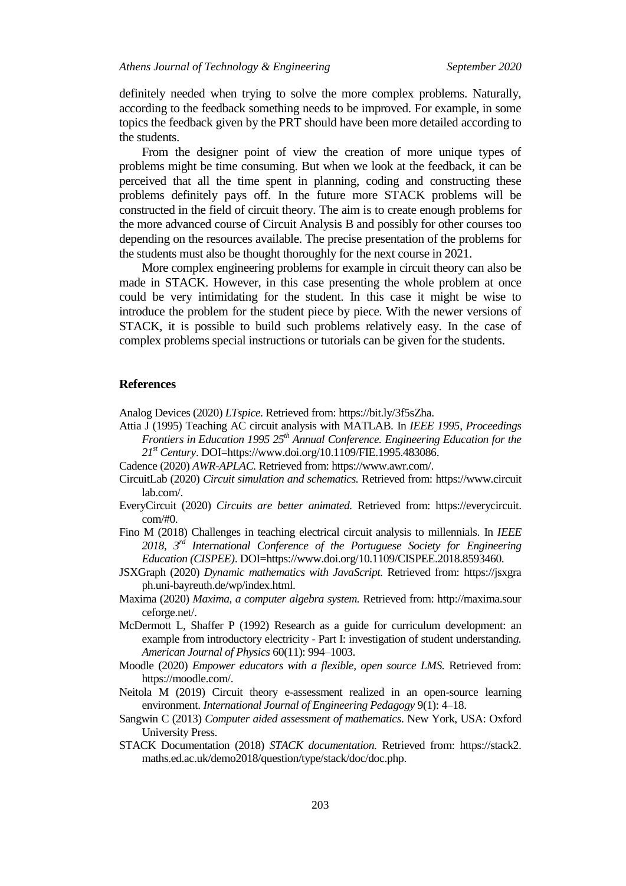definitely needed when trying to solve the more complex problems. Naturally, according to the feedback something needs to be improved. For example, in some topics the feedback given by the PRT should have been more detailed according to the students.

From the designer point of view the creation of more unique types of problems might be time consuming. But when we look at the feedback, it can be perceived that all the time spent in planning, coding and constructing these problems definitely pays off. In the future more STACK problems will be constructed in the field of circuit theory. The aim is to create enough problems for the more advanced course of Circuit Analysis B and possibly for other courses too depending on the resources available. The precise presentation of the problems for the students must also be thought thoroughly for the next course in 2021.

More complex engineering problems for example in circuit theory can also be made in STACK. However, in this case presenting the whole problem at once could be very intimidating for the student. In this case it might be wise to introduce the problem for the student piece by piece. With the newer versions of STACK, it is possible to build such problems relatively easy. In the case of complex problems special instructions or tutorials can be given for the students.

## References

Analog Devices (2020) *LTspice*. Retrieved from: https://bit.ly/3f5sZha.

Attia J (1995) Teaching AC circuit analysis with MATLAB. In *IEEE 1995, Proceedings Frontiers in Education 1995 25th Annual Conference. Engineering Education for the 21st Century*. DOI=https://www.doi.org/10.1109/FIE.1995.483086.

Cadence (2020) *AWR-APLAC*. Retrieved from: https://www.awr.com/.

CircuitLab (2020) *Circuit simulation and schematics.* Retrieved from: https://www.circuitlab.com/.

EveryCircuit (2020) *Circuits are better animated.* Retrieved from: https://everycircuit.com/#0.

Fino M (2018) Challenges in teaching electrical circuit analysis to millennials. In *IEEE 2018, 3rd International Conference of the Portuguese Society for Engineering Education (CISPEE)*. DOI=https://www.doi.org/10.1109/CISPEE.2018.8593460.

JSXGraph (2020) *Dynamic mathematics with JavaScript.* Retrieved from: https://jsxgraph.uni-bayreuth.de/wp/index.html.

Maxima (2020) *Maxima, a computer algebra system.* Retrieved from: http://maxima.sourceforge.net/.

McDermott L, Shaffer P (1992) Research as a guide for curriculum development: an example from introductory electricity - Part I: investigation of student understanding. *American Journal of Physics* 60(11): 994–1003.

Moodle (2020) *Empower educators with a flexible, open source LMS.* Retrieved from: https://moodle.com/.

Neitola M (2019) Circuit theory e-assessment realized in an open-source learning environment. *International Journal of Engineering Pedagogy* 9(1): 4–18.

Sangwin C (2013) *Computer aided assessment of mathematics*. New York, USA: Oxford University Press.

STACK Documentation (2018) *STACK documentation.* Retrieved from: https://stack2.maths.ed.ac.uk/demo2018/question/type/stack/doc/doc.php.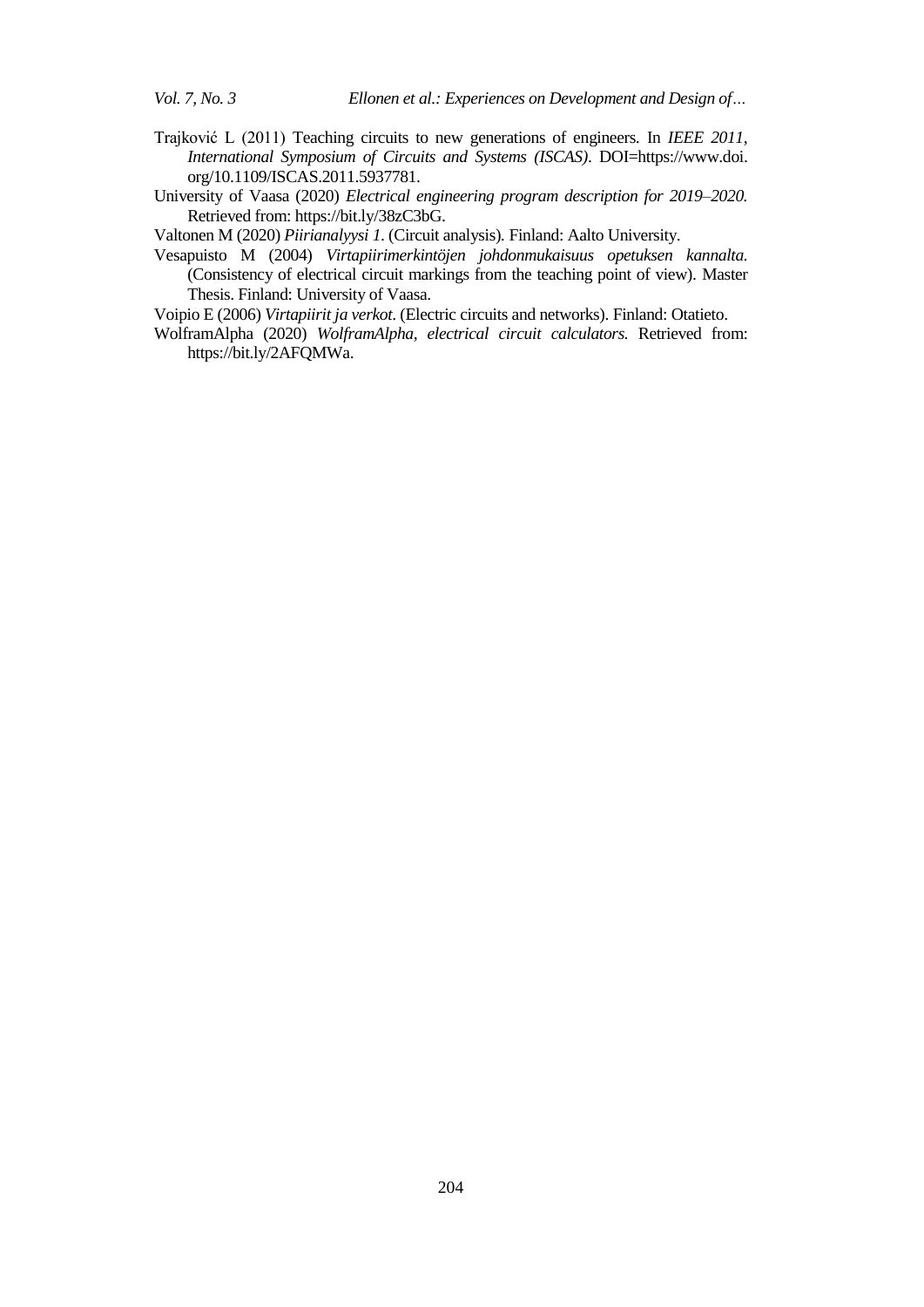Trajković L (2011) Teaching circuits to new generations of engineers. In *IEEE 2011, International Symposium of Circuits and Systems (ISCAS)*. DOI=https://www.doi.org/10.1109/ISCAS.2011.5937781.

University of Vaasa (2020) *Electrical engineering program description for 2019–2020.* Retrieved from: https://bit.ly/38zC3bG.

Valtonen M (2020) *Piirianalyysi 1*. (Circuit analysis). Finland: Aalto University.

Vesapuisto M (2004) *Virtapiirimerkintöjen johdonmukaisuus opetuksen kannalta.* (Consistency of electrical circuit markings from the teaching point of view). Master Thesis. Finland: University of Vaasa.

Voipio E (2006) *Virtapiirit ja verkot*. (Electric circuits and networks). Finland: Otatieto.

WolframAlpha (2020) *WolframAlpha, electrical circuit calculators.* Retrieved from: https://bit.ly/2AFQMWa.